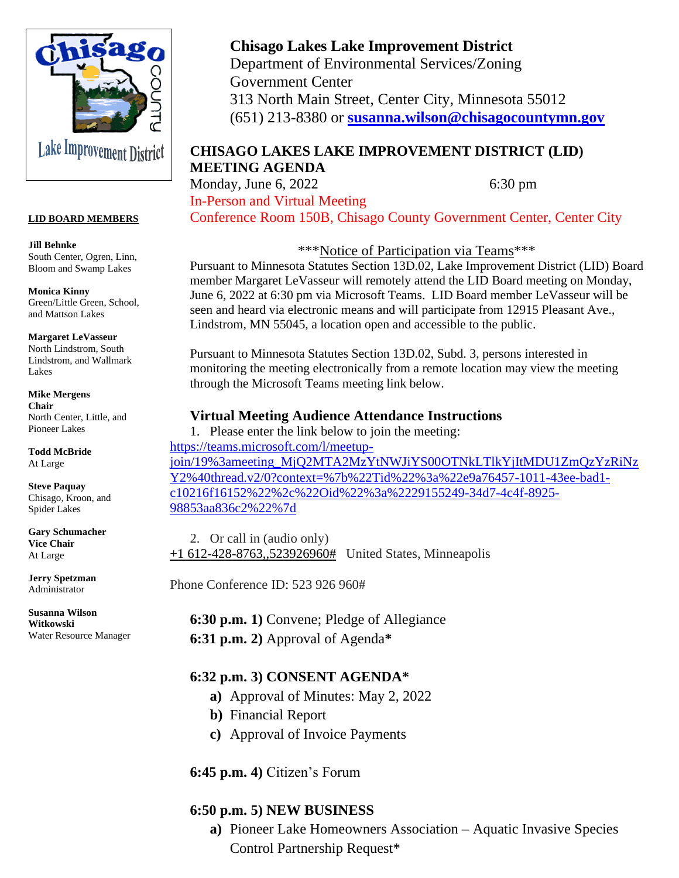**Chisago Lakes Lake Improvement District**
Department of Environmental Services/Zoning
Government Center
313 North Main Street, Center City, Minnesota 55012
(651) 213-8380 or **susanna.wilson@chisagocountymn.gov**

**LID BOARD MEMBERS**

**Jill Behnke**
South Center, Ogren, Linn, Bloom and Swamp Lakes

**Monica Kinny**
Green/Little Green, School, and Mattson Lakes

**Margaret LeVasseur**
North Lindstrom, South Lindstrom, and Wallmark Lakes

**Mike Mergens**
**Chair**
North Center, Little, and Pioneer Lakes

**Todd McBride**
At Large

**Steve Paquay**
Chisago, Kroon, and Spider Lakes

**Gary Schumacher**
**Vice Chair**
At Large

**Jerry Spetzman**
Administrator

**Susanna Wilson Witkowski**
Water Resource Manager

## CHISAGO LAKES LAKE IMPROVEMENT DISTRICT (LID) MEETING AGENDA

Monday, June 6, 2022 6:30 pm

In-Person and Virtual Meeting
Conference Room 150B, Chisago County Government Center, Center City

***Notice of Participation via Teams***

Pursuant to Minnesota Statutes Section 13D.02, Lake Improvement District (LID) Board member Margaret LeVasseur will remotely attend the LID Board meeting on Monday, June 6, 2022 at 6:30 pm via Microsoft Teams. LID Board member LeVasseur will be seen and heard via electronic means and will participate from 12915 Pleasant Ave., Lindstrom, MN 55045, a location open and accessible to the public.

Pursuant to Minnesota Statutes Section 13D.02, Subd. 3, persons interested in monitoring the meeting electronically from a remote location may view the meeting through the Microsoft Teams meeting link below.

### Virtual Meeting Audience Attendance Instructions

1. Please enter the link below to join the meeting:

https://teams.microsoft.com/l/meetup-join/19%3ameeting_MjQ2MTA2MzYtNWJiYS00OTNkLTlkYjItMDU1ZmQzYzRiNzY2%40thread.v2/0?context=%7b%22Tid%22%3a%22e9a76457-1011-43ee-bad1-c10216f16152%22%2c%22Oid%22%3a%2229155249-34d7-4c4f-8925-98853aa836c2%22%7d

2. Or call in (audio only)

+1 612-428-8763,,523926960# United States, Minneapolis

Phone Conference ID: 523 926 960#

**6:30 p.m. 1)** Convene; Pledge of Allegiance

**6:31 p.m. 2)** Approval of Agenda*

**6:32 p.m. 3) CONSENT AGENDA***

- **a)** Approval of Minutes: May 2, 2022
- **b)** Financial Report
- **c)** Approval of Invoice Payments

**6:45 p.m. 4)** Citizen's Forum

**6:50 p.m. 5) NEW BUSINESS**

- **a)** Pioneer Lake Homeowners Association – Aquatic Invasive Species Control Partnership Request*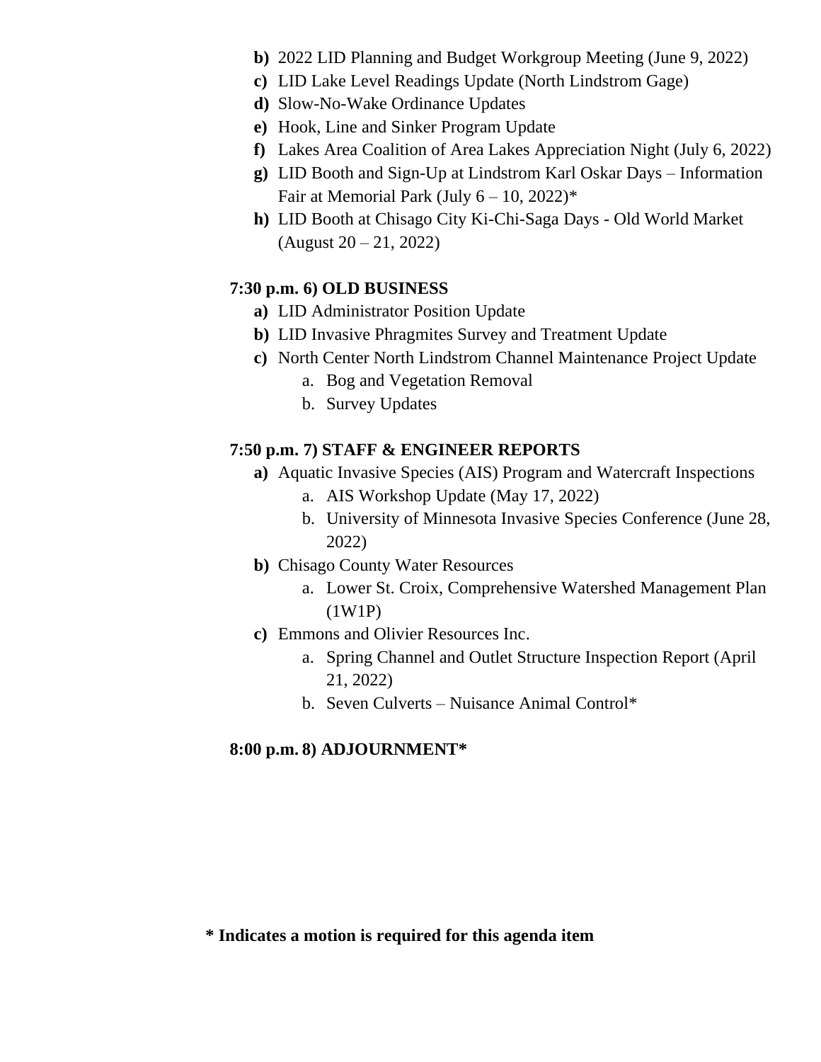- **b)** 2022 LID Planning and Budget Workgroup Meeting (June 9, 2022)
- **c)** LID Lake Level Readings Update (North Lindstrom Gage)
- **d)** Slow-No-Wake Ordinance Updates
- **e)** Hook, Line and Sinker Program Update
- **f)** Lakes Area Coalition of Area Lakes Appreciation Night (July 6, 2022)
- **g)** LID Booth and Sign-Up at Lindstrom Karl Oskar Days – Information Fair at Memorial Park (July 6 – 10, 2022)*
- **h)** LID Booth at Chisago City Ki-Chi-Saga Days - Old World Market (August 20 – 21, 2022)

**7:30 p.m. 6) OLD BUSINESS**

- **a)** LID Administrator Position Update
- **b)** LID Invasive Phragmites Survey and Treatment Update
- **c)** North Center North Lindstrom Channel Maintenance Project Update
  - a. Bog and Vegetation Removal
  - b. Survey Updates

**7:50 p.m. 7) STAFF & ENGINEER REPORTS**

- **a)** Aquatic Invasive Species (AIS) Program and Watercraft Inspections
  - a. AIS Workshop Update (May 17, 2022)
  - b. University of Minnesota Invasive Species Conference (June 28, 2022)
- **b)** Chisago County Water Resources
  - a. Lower St. Croix, Comprehensive Watershed Management Plan (1W1P)
- **c)** Emmons and Olivier Resources Inc.
  - a. Spring Channel and Outlet Structure Inspection Report (April 21, 2022)
  - b. Seven Culverts – Nuisance Animal Control*

**8:00 p.m. 8) ADJOURNMENT***

**\* Indicates a motion is required for this agenda item**